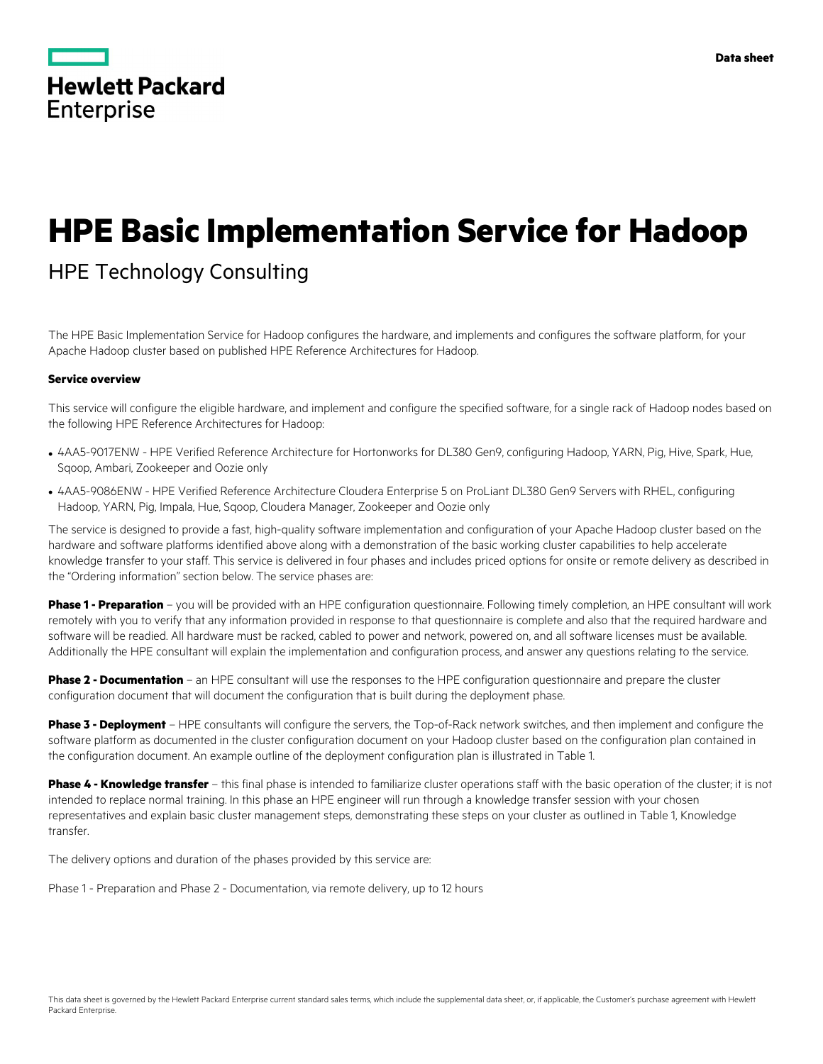**Hewlett Packard Enterprise**

Data sheet

# HPE Basic Implementation Service for Hadoop

## HPE Technology Consulting

The HPE Basic Implementation Service for Hadoop configures the hardware, and implements and configures the software platform, for your Apache Hadoop cluster based on published HPE Reference Architectures for Hadoop.

### Service overview

This service will configure the eligible hardware, and implement and configure the specified software, for a single rack of Hadoop nodes based on the following HPE Reference Architectures for Hadoop:

- 4AA5-9017ENW - HPE Verified Reference Architecture for Hortonworks for DL380 Gen9, configuring Hadoop, YARN, Pig, Hive, Spark, Hue, Sqoop, Ambari, Zookeeper and Oozie only
- 4AA5-9086ENW - HPE Verified Reference Architecture Cloudera Enterprise 5 on ProLiant DL380 Gen9 Servers with RHEL, configuring Hadoop, YARN, Pig, Impala, Hue, Sqoop, Cloudera Manager, Zookeeper and Oozie only

The service is designed to provide a fast, high-quality software implementation and configuration of your Apache Hadoop cluster based on the hardware and software platforms identified above along with a demonstration of the basic working cluster capabilities to help accelerate knowledge transfer to your staff. This service is delivered in four phases and includes priced options for onsite or remote delivery as described in the "Ordering information" section below. The service phases are:

**Phase 1 - Preparation** – you will be provided with an HPE configuration questionnaire. Following timely completion, an HPE consultant will work remotely with you to verify that any information provided in response to that questionnaire is complete and also that the required hardware and software will be readied. All hardware must be racked, cabled to power and network, powered on, and all software licenses must be available. Additionally the HPE consultant will explain the implementation and configuration process, and answer any questions relating to the service.

**Phase 2 - Documentation** – an HPE consultant will use the responses to the HPE configuration questionnaire and prepare the cluster configuration document that will document the configuration that is built during the deployment phase.

**Phase 3 - Deployment** – HPE consultants will configure the servers, the Top-of-Rack network switches, and then implement and configure the software platform as documented in the cluster configuration document on your Hadoop cluster based on the configuration plan contained in the configuration document. An example outline of the deployment configuration plan is illustrated in Table 1.

**Phase 4 - Knowledge transfer** – this final phase is intended to familiarize cluster operations staff with the basic operation of the cluster; it is not intended to replace normal training. In this phase an HPE engineer will run through a knowledge transfer session with your chosen representatives and explain basic cluster management steps, demonstrating these steps on your cluster as outlined in Table 1, Knowledge transfer.

The delivery options and duration of the phases provided by this service are:

Phase 1 - Preparation and Phase 2 - Documentation, via remote delivery, up to 12 hours

This data sheet is governed by the Hewlett Packard Enterprise current standard sales terms, which include the supplemental data sheet, or, if applicable, the Customer's purchase agreement with Hewlett Packard Enterprise.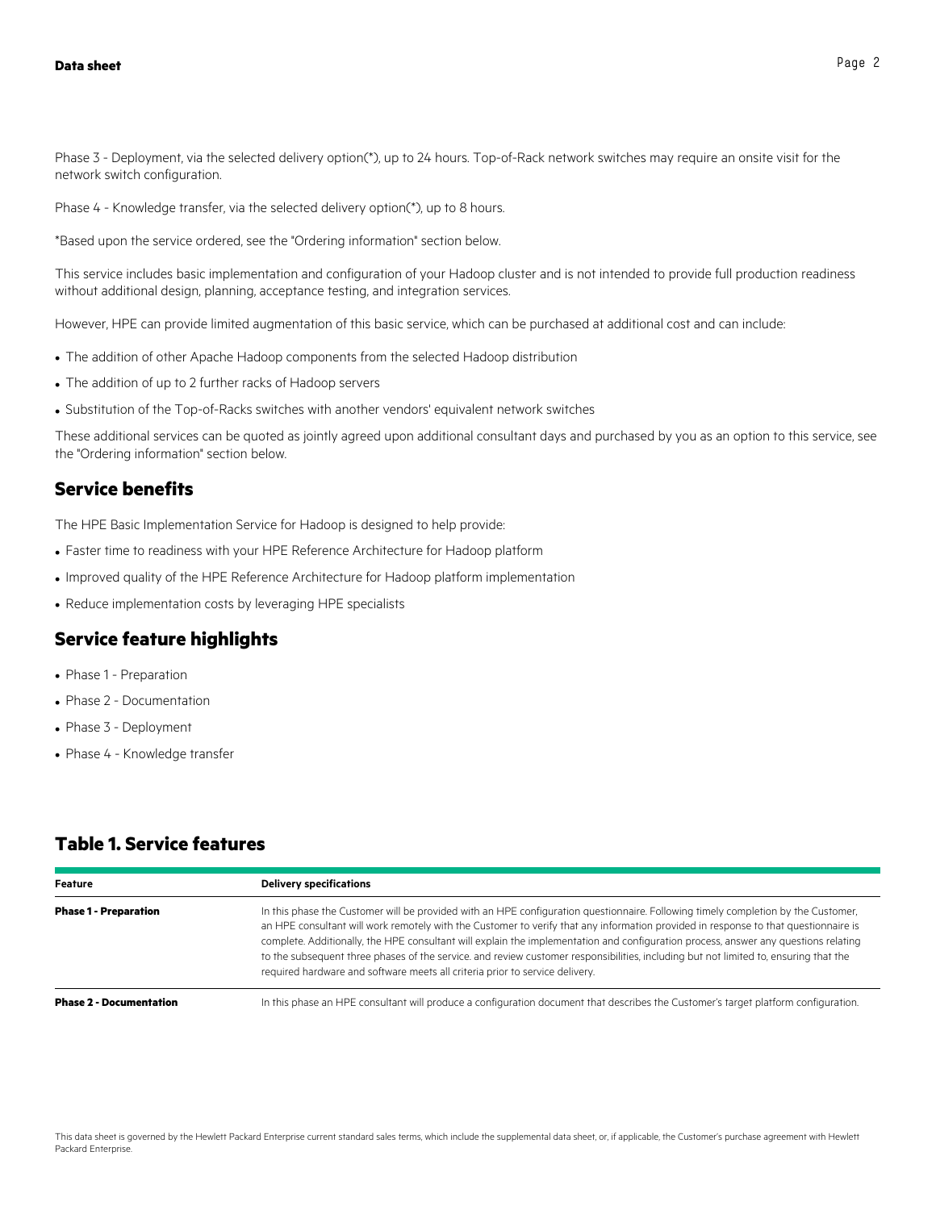Phase 3 - Deployment, via the selected delivery option(*), up to 24 hours. Top-of-Rack network switches may require an onsite visit for the network switch configuration.

Phase 4 - Knowledge transfer, via the selected delivery option(*), up to 8 hours.

*Based upon the service ordered, see the "Ordering information" section below.

This service includes basic implementation and configuration of your Hadoop cluster and is not intended to provide full production readiness without additional design, planning, acceptance testing, and integration services.

However, HPE can provide limited augmentation of this basic service, which can be purchased at additional cost and can include:

- The addition of other Apache Hadoop components from the selected Hadoop distribution
- The addition of up to 2 further racks of Hadoop servers
- Substitution of the Top-of-Racks switches with another vendors' equivalent network switches

These additional services can be quoted as jointly agreed upon additional consultant days and purchased by you as an option to this service, see the "Ordering information" section below.

## Service benefits

The HPE Basic Implementation Service for Hadoop is designed to help provide:

- Faster time to readiness with your HPE Reference Architecture for Hadoop platform
- Improved quality of the HPE Reference Architecture for Hadoop platform implementation
- Reduce implementation costs by leveraging HPE specialists

## Service feature highlights

- Phase 1 - Preparation
- Phase 2 - Documentation
- Phase 3 - Deployment
- Phase 4 - Knowledge transfer

## Table 1. Service features

| Feature | Delivery specifications |
|---|---|
| **Phase 1 - Preparation** | In this phase the Customer will be provided with an HPE configuration questionnaire. Following timely completion by the Customer, an HPE consultant will work remotely with the Customer to verify that any information provided in response to that questionnaire is complete. Additionally, the HPE consultant will explain the implementation and configuration process, answer any questions relating to the subsequent three phases of the service. and review customer responsibilities, including but not limited to, ensuring that the required hardware and software meets all criteria prior to service delivery. |
| **Phase 2 - Documentation** | In this phase an HPE consultant will produce a configuration document that describes the Customer's target platform configuration. |

This data sheet is governed by the Hewlett Packard Enterprise current standard sales terms, which include the supplemental data sheet, or, if applicable, the Customer's purchase agreement with Hewlett Packard Enterprise.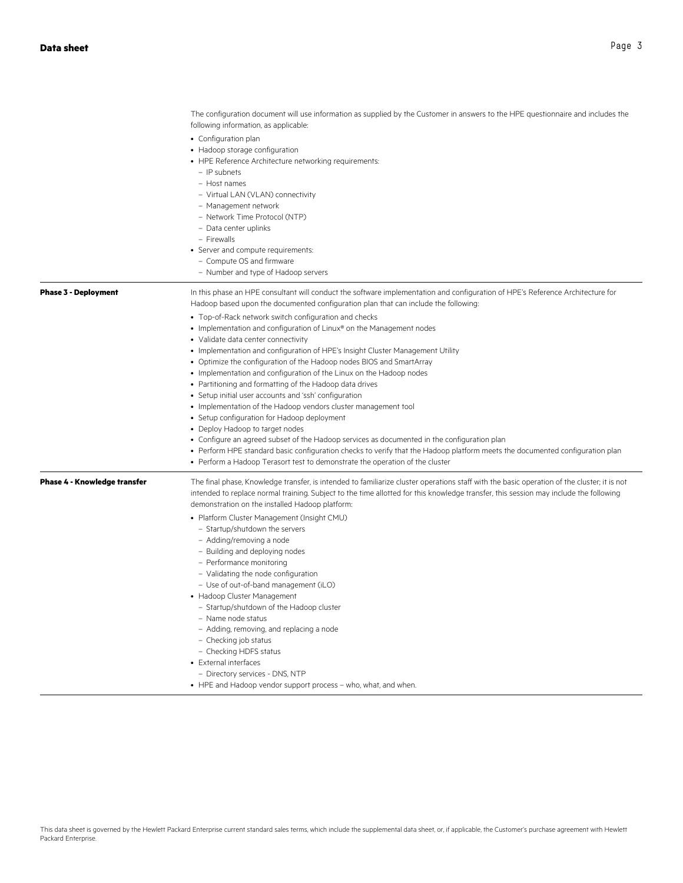The configuration document will use information as supplied by the Customer in answers to the HPE questionnaire and includes the following information, as applicable:

- Configuration plan
- Hadoop storage configuration
- HPE Reference Architecture networking requirements:
  - IP subnets
  - Host names
  - Virtual LAN (VLAN) connectivity
  - Management network
  - Network Time Protocol (NTP)
  - Data center uplinks
  - Firewalls
- Server and compute requirements:
  - Compute OS and firmware
  - Number and type of Hadoop servers

**Phase 3 - Deployment**

In this phase an HPE consultant will conduct the software implementation and configuration of HPE's Reference Architecture for Hadoop based upon the documented configuration plan that can include the following:

- Top-of-Rack network switch configuration and checks
- Implementation and configuration of Linux® on the Management nodes
- Validate data center connectivity
- Implementation and configuration of HPE's Insight Cluster Management Utility
- Optimize the configuration of the Hadoop nodes BIOS and SmartArray
- Implementation and configuration of the Linux on the Hadoop nodes
- Partitioning and formatting of the Hadoop data drives
- Setup initial user accounts and 'ssh' configuration
- Implementation of the Hadoop vendors cluster management tool
- Setup configuration for Hadoop deployment
- Deploy Hadoop to target nodes
- Configure an agreed subset of the Hadoop services as documented in the configuration plan
- Perform HPE standard basic configuration checks to verify that the Hadoop platform meets the documented configuration plan
- Perform a Hadoop Terasort test to demonstrate the operation of the cluster

**Phase 4 - Knowledge transfer**

The final phase, Knowledge transfer, is intended to familiarize cluster operations staff with the basic operation of the cluster; it is not intended to replace normal training. Subject to the time allotted for this knowledge transfer, this session may include the following demonstration on the installed Hadoop platform:

- Platform Cluster Management (Insight CMU)
  - Startup/shutdown the servers
  - Adding/removing a node
  - Building and deploying nodes
  - Performance monitoring
  - Validating the node configuration
  - Use of out-of-band management (iLO)
- Hadoop Cluster Management
  - Startup/shutdown of the Hadoop cluster
  - Name node status
  - Adding, removing, and replacing a node
  - Checking job status
  - Checking HDFS status
- External interfaces
  - Directory services - DNS, NTP
- HPE and Hadoop vendor support process – who, what, and when.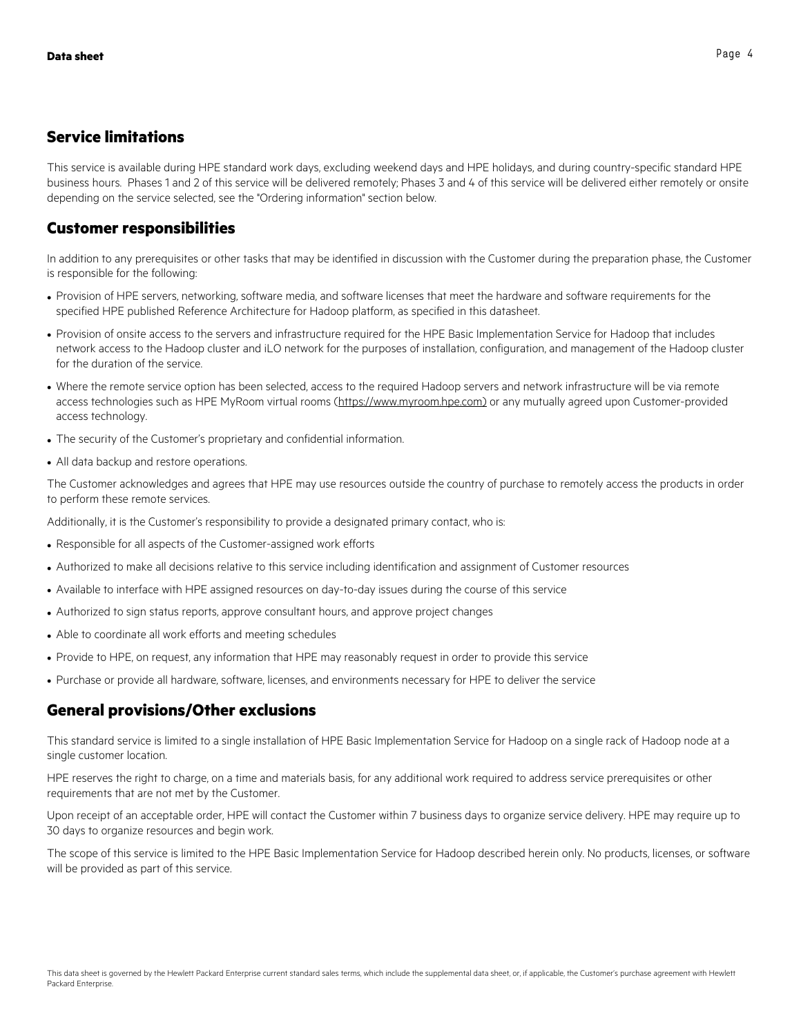## Service limitations

This service is available during HPE standard work days, excluding weekend days and HPE holidays, and during country-specific standard HPE business hours. Phases 1 and 2 of this service will be delivered remotely; Phases 3 and 4 of this service will be delivered either remotely or onsite depending on the service selected, see the "Ordering information" section below.

## Customer responsibilities

In addition to any prerequisites or other tasks that may be identified in discussion with the Customer during the preparation phase, the Customer is responsible for the following:

- Provision of HPE servers, networking, software media, and software licenses that meet the hardware and software requirements for the specified HPE published Reference Architecture for Hadoop platform, as specified in this datasheet.
- Provision of onsite access to the servers and infrastructure required for the HPE Basic Implementation Service for Hadoop that includes network access to the Hadoop cluster and iLO network for the purposes of installation, configuration, and management of the Hadoop cluster for the duration of the service.
- Where the remote service option has been selected, access to the required Hadoop servers and network infrastructure will be via remote access technologies such as HPE MyRoom virtual rooms (https://www.myroom.hpe.com) or any mutually agreed upon Customer-provided access technology.
- The security of the Customer's proprietary and confidential information.
- All data backup and restore operations.

The Customer acknowledges and agrees that HPE may use resources outside the country of purchase to remotely access the products in order to perform these remote services.

Additionally, it is the Customer's responsibility to provide a designated primary contact, who is:

- Responsible for all aspects of the Customer-assigned work efforts
- Authorized to make all decisions relative to this service including identification and assignment of Customer resources
- Available to interface with HPE assigned resources on day-to-day issues during the course of this service
- Authorized to sign status reports, approve consultant hours, and approve project changes
- Able to coordinate all work efforts and meeting schedules
- Provide to HPE, on request, any information that HPE may reasonably request in order to provide this service
- Purchase or provide all hardware, software, licenses, and environments necessary for HPE to deliver the service

## General provisions/Other exclusions

This standard service is limited to a single installation of HPE Basic Implementation Service for Hadoop on a single rack of Hadoop node at a single customer location.

HPE reserves the right to charge, on a time and materials basis, for any additional work required to address service prerequisites or other requirements that are not met by the Customer.

Upon receipt of an acceptable order, HPE will contact the Customer within 7 business days to organize service delivery. HPE may require up to 30 days to organize resources and begin work.

The scope of this service is limited to the HPE Basic Implementation Service for Hadoop described herein only. No products, licenses, or software will be provided as part of this service.

This data sheet is governed by the Hewlett Packard Enterprise current standard sales terms, which include the supplemental data sheet, or, if applicable, the Customer's purchase agreement with Hewlett Packard Enterprise.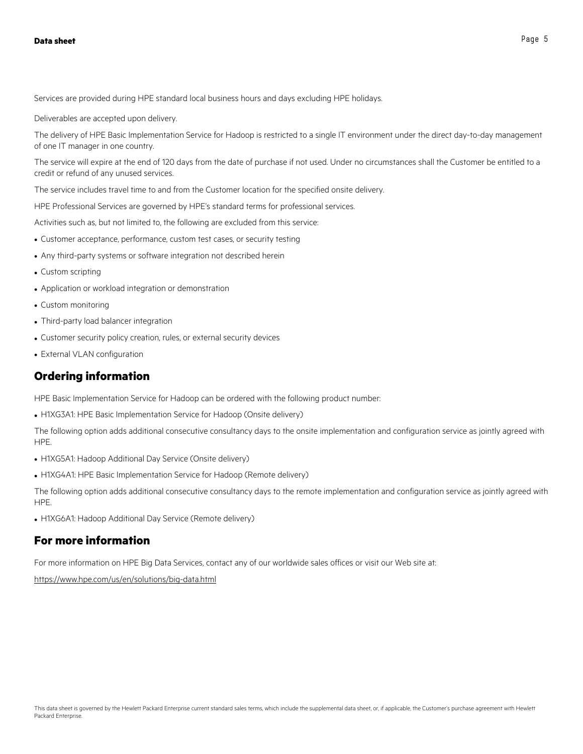Services are provided during HPE standard local business hours and days excluding HPE holidays.

Deliverables are accepted upon delivery.

The delivery of HPE Basic Implementation Service for Hadoop is restricted to a single IT environment under the direct day-to-day management of one IT manager in one country.

The service will expire at the end of 120 days from the date of purchase if not used. Under no circumstances shall the Customer be entitled to a credit or refund of any unused services.

The service includes travel time to and from the Customer location for the specified onsite delivery.

HPE Professional Services are governed by HPE's standard terms for professional services.

Activities such as, but not limited to, the following are excluded from this service:

- Customer acceptance, performance, custom test cases, or security testing
- Any third-party systems or software integration not described herein
- Custom scripting
- Application or workload integration or demonstration
- Custom monitoring
- Third-party load balancer integration
- Customer security policy creation, rules, or external security devices
- External VLAN configuration

## Ordering information

HPE Basic Implementation Service for Hadoop can be ordered with the following product number:

- H1XG3A1: HPE Basic Implementation Service for Hadoop (Onsite delivery)

The following option adds additional consecutive consultancy days to the onsite implementation and configuration service as jointly agreed with HPE.

- H1XG5A1: Hadoop Additional Day Service (Onsite delivery)
- H1XG4A1: HPE Basic Implementation Service for Hadoop (Remote delivery)

The following option adds additional consecutive consultancy days to the remote implementation and configuration service as jointly agreed with HPE.

- H1XG6A1: Hadoop Additional Day Service (Remote delivery)

## For more information

For more information on HPE Big Data Services, contact any of our worldwide sales offices or visit our Web site at:

https://www.hpe.com/us/en/solutions/big-data.html

This data sheet is governed by the Hewlett Packard Enterprise current standard sales terms, which include the supplemental data sheet, or, if applicable, the Customer's purchase agreement with Hewlett Packard Enterprise.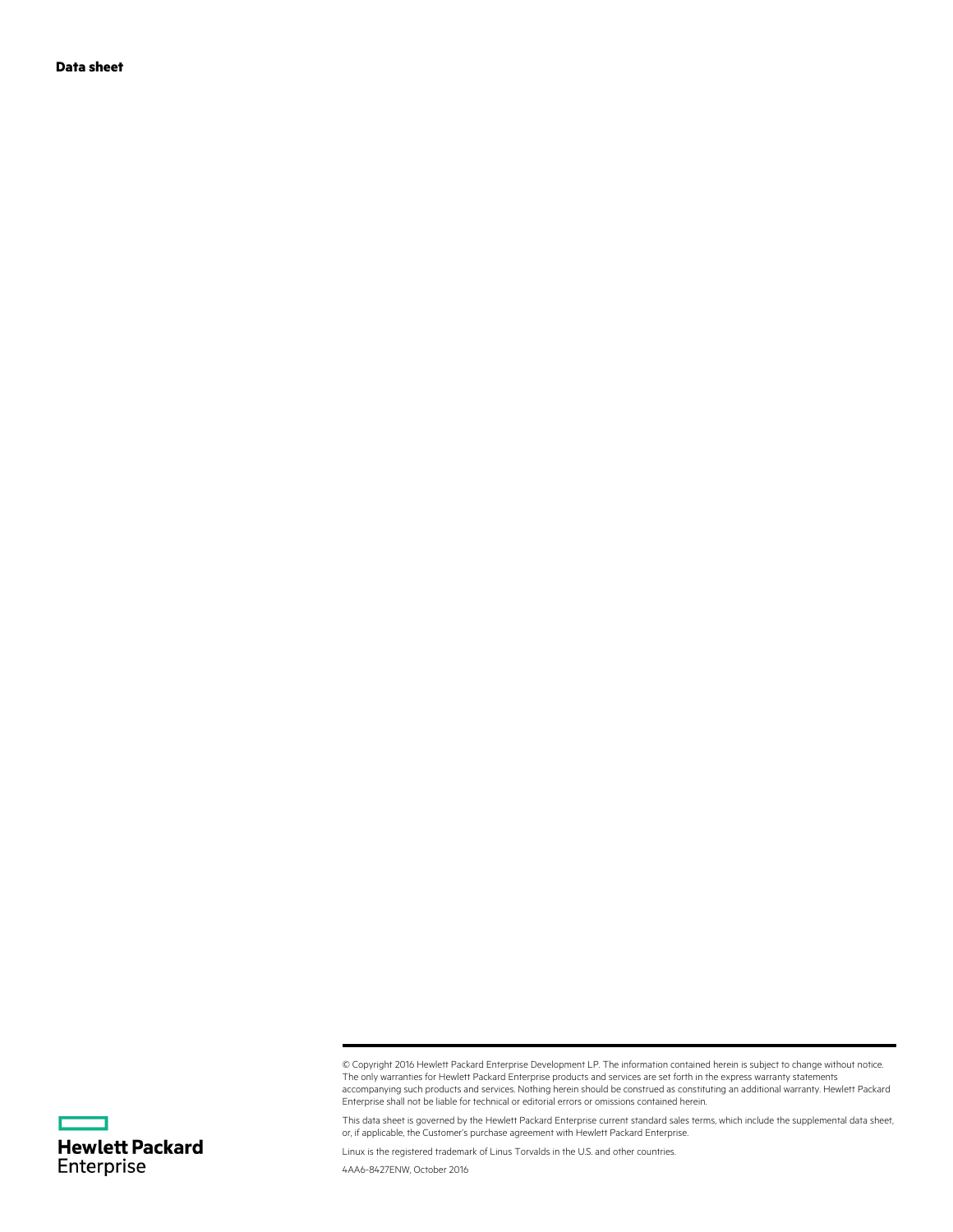© Copyright 2016 Hewlett Packard Enterprise Development LP. The information contained herein is subject to change without notice. The only warranties for Hewlett Packard Enterprise products and services are set forth in the express warranty statements accompanying such products and services. Nothing herein should be construed as constituting an additional warranty. Hewlett Packard Enterprise shall not be liable for technical or editorial errors or omissions contained herein.

This data sheet is governed by the Hewlett Packard Enterprise current standard sales terms, which include the supplemental data sheet, or, if applicable, the Customer's purchase agreement with Hewlett Packard Enterprise.

Linux is the registered trademark of Linus Torvalds in the U.S. and other countries.

4AA6-8427ENW, October 2016